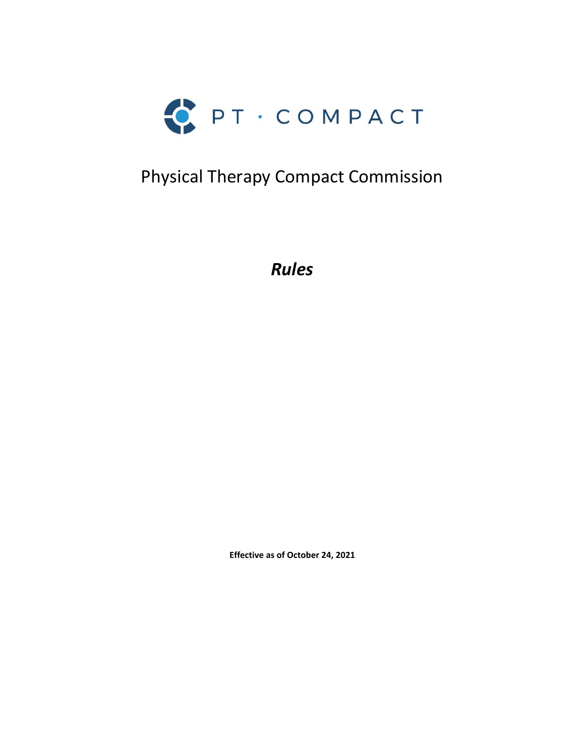PT · COMPACT

# Physical Therapy Compact Commission

## *Rules*

**Effective as of October 24, 2021**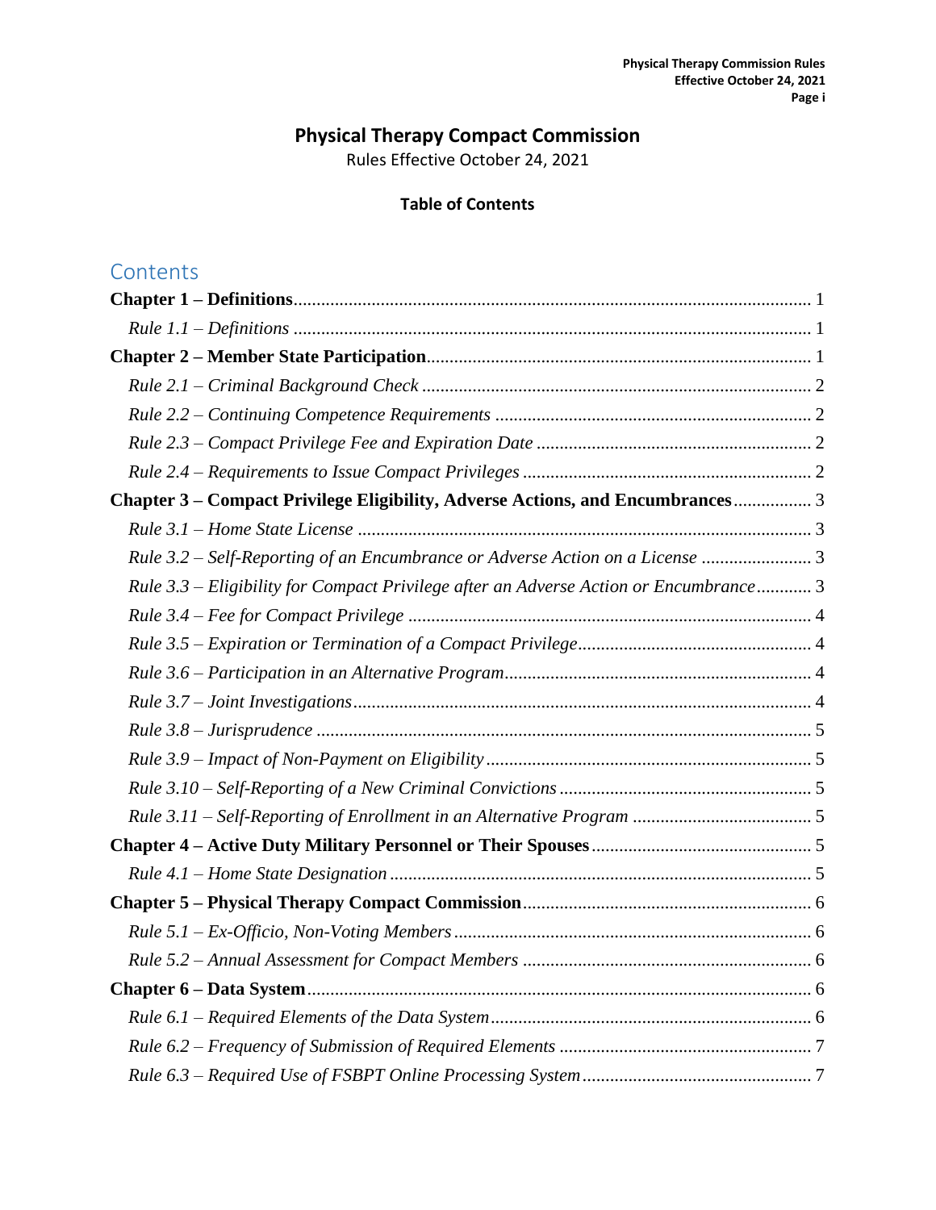# Physical Therapy Compact Commission

Rules Effective October 24, 2021

**Table of Contents**

## Contents

**Chapter 1 – Definitions** .......... 1

*Rule 1.1 – Definitions* .......... 1

**Chapter 2 – Member State Participation** .......... 1

*Rule 2.1 – Criminal Background Check* .......... 2

*Rule 2.2 – Continuing Competence Requirements* .......... 2

*Rule 2.3 – Compact Privilege Fee and Expiration Date* .......... 2

*Rule 2.4 – Requirements to Issue Compact Privileges* .......... 2

**Chapter 3 – Compact Privilege Eligibility, Adverse Actions, and Encumbrances** .......... 3

*Rule 3.1 – Home State License* .......... 3

*Rule 3.2 – Self-Reporting of an Encumbrance or Adverse Action on a License* .......... 3

*Rule 3.3 – Eligibility for Compact Privilege after an Adverse Action or Encumbrance* .......... 3

*Rule 3.4 – Fee for Compact Privilege* .......... 4

*Rule 3.5 – Expiration or Termination of a Compact Privilege* .......... 4

*Rule 3.6 – Participation in an Alternative Program* .......... 4

*Rule 3.7 – Joint Investigations* .......... 4

*Rule 3.8 – Jurisprudence* .......... 5

*Rule 3.9 – Impact of Non-Payment on Eligibility* .......... 5

*Rule 3.10 – Self-Reporting of a New Criminal Convictions* .......... 5

*Rule 3.11 – Self-Reporting of Enrollment in an Alternative Program* .......... 5

**Chapter 4 – Active Duty Military Personnel or Their Spouses** .......... 5

*Rule 4.1 – Home State Designation* .......... 5

**Chapter 5 – Physical Therapy Compact Commission** .......... 6

*Rule 5.1 – Ex-Officio, Non-Voting Members* .......... 6

*Rule 5.2 – Annual Assessment for Compact Members* .......... 6

**Chapter 6 – Data System** .......... 6

*Rule 6.1 – Required Elements of the Data System* .......... 6

*Rule 6.2 – Frequency of Submission of Required Elements* .......... 7

*Rule 6.3 – Required Use of FSBPT Online Processing System* .......... 7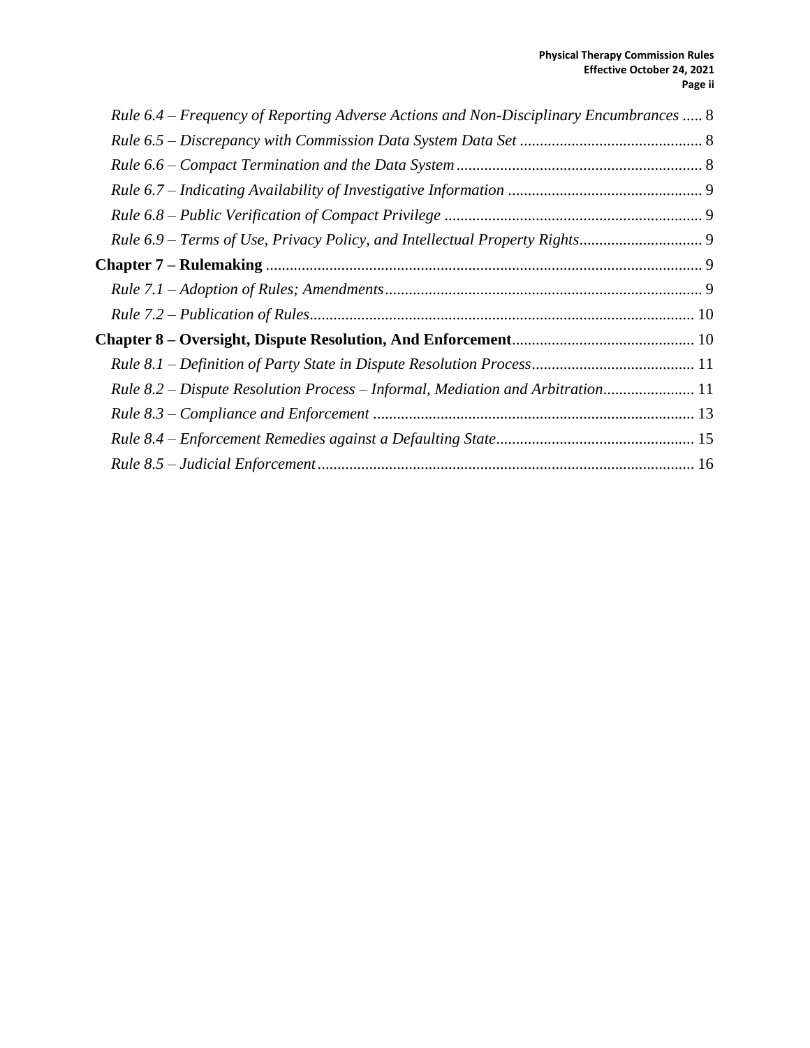*Rule 6.4 – Frequency of Reporting Adverse Actions and Non-Disciplinary Encumbrances* ..... 8

*Rule 6.5 – Discrepancy with Commission Data System Data Set* ..... 8

*Rule 6.6 – Compact Termination and the Data System* ..... 8

*Rule 6.7 – Indicating Availability of Investigative Information* ..... 9

*Rule 6.8 – Public Verification of Compact Privilege* ..... 9

*Rule 6.9 – Terms of Use, Privacy Policy, and Intellectual Property Rights* ..... 9

**Chapter 7 – Rulemaking** ..... 9

*Rule 7.1 – Adoption of Rules; Amendments* ..... 9

*Rule 7.2 – Publication of Rules* ..... 10

**Chapter 8 – Oversight, Dispute Resolution, And Enforcement** ..... 10

*Rule 8.1 – Definition of Party State in Dispute Resolution Process* ..... 11

*Rule 8.2 – Dispute Resolution Process – Informal, Mediation and Arbitration* ..... 11

*Rule 8.3 – Compliance and Enforcement* ..... 13

*Rule 8.4 – Enforcement Remedies against a Defaulting State* ..... 15

*Rule 8.5 – Judicial Enforcement* ..... 16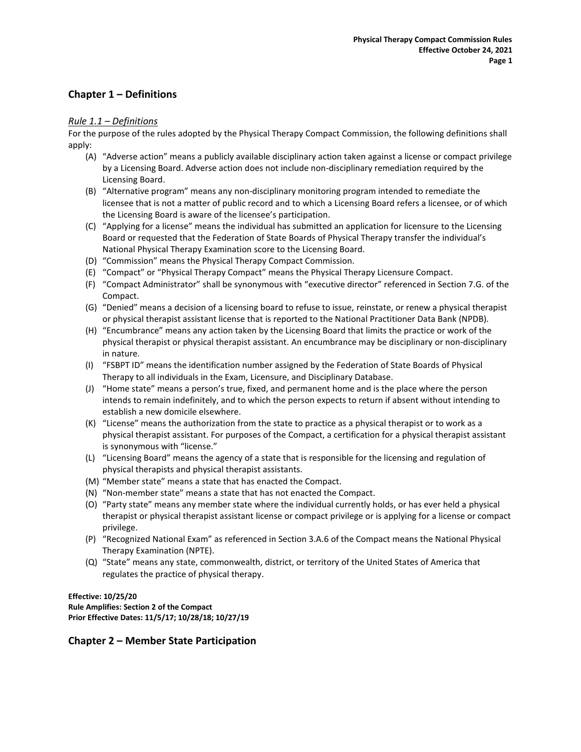## Chapter 1 – Definitions

### *Rule 1.1 – Definitions*

For the purpose of the rules adopted by the Physical Therapy Compact Commission, the following definitions shall apply:

- (A) "Adverse action" means a publicly available disciplinary action taken against a license or compact privilege by a Licensing Board. Adverse action does not include non-disciplinary remediation required by the Licensing Board.
- (B) "Alternative program" means any non-disciplinary monitoring program intended to remediate the licensee that is not a matter of public record and to which a Licensing Board refers a licensee, or of which the Licensing Board is aware of the licensee's participation.
- (C) "Applying for a license" means the individual has submitted an application for licensure to the Licensing Board or requested that the Federation of State Boards of Physical Therapy transfer the individual's National Physical Therapy Examination score to the Licensing Board.
- (D) "Commission" means the Physical Therapy Compact Commission.
- (E) "Compact" or "Physical Therapy Compact" means the Physical Therapy Licensure Compact.
- (F) "Compact Administrator" shall be synonymous with "executive director" referenced in Section 7.G. of the Compact.
- (G) "Denied" means a decision of a licensing board to refuse to issue, reinstate, or renew a physical therapist or physical therapist assistant license that is reported to the National Practitioner Data Bank (NPDB).
- (H) "Encumbrance" means any action taken by the Licensing Board that limits the practice or work of the physical therapist or physical therapist assistant. An encumbrance may be disciplinary or non-disciplinary in nature.
- (I) "FSBPT ID" means the identification number assigned by the Federation of State Boards of Physical Therapy to all individuals in the Exam, Licensure, and Disciplinary Database.
- (J) "Home state" means a person's true, fixed, and permanent home and is the place where the person intends to remain indefinitely, and to which the person expects to return if absent without intending to establish a new domicile elsewhere.
- (K) "License" means the authorization from the state to practice as a physical therapist or to work as a physical therapist assistant. For purposes of the Compact, a certification for a physical therapist assistant is synonymous with "license."
- (L) "Licensing Board" means the agency of a state that is responsible for the licensing and regulation of physical therapists and physical therapist assistants.
- (M) "Member state" means a state that has enacted the Compact.
- (N) "Non-member state" means a state that has not enacted the Compact.
- (O) "Party state" means any member state where the individual currently holds, or has ever held a physical therapist or physical therapist assistant license or compact privilege or is applying for a license or compact privilege.
- (P) "Recognized National Exam" as referenced in Section 3.A.6 of the Compact means the National Physical Therapy Examination (NPTE).
- (Q) "State" means any state, commonwealth, district, or territory of the United States of America that regulates the practice of physical therapy.

**Effective: 10/25/20**
**Rule Amplifies: Section 2 of the Compact**
**Prior Effective Dates: 11/5/17; 10/28/18; 10/27/19**

## Chapter 2 – Member State Participation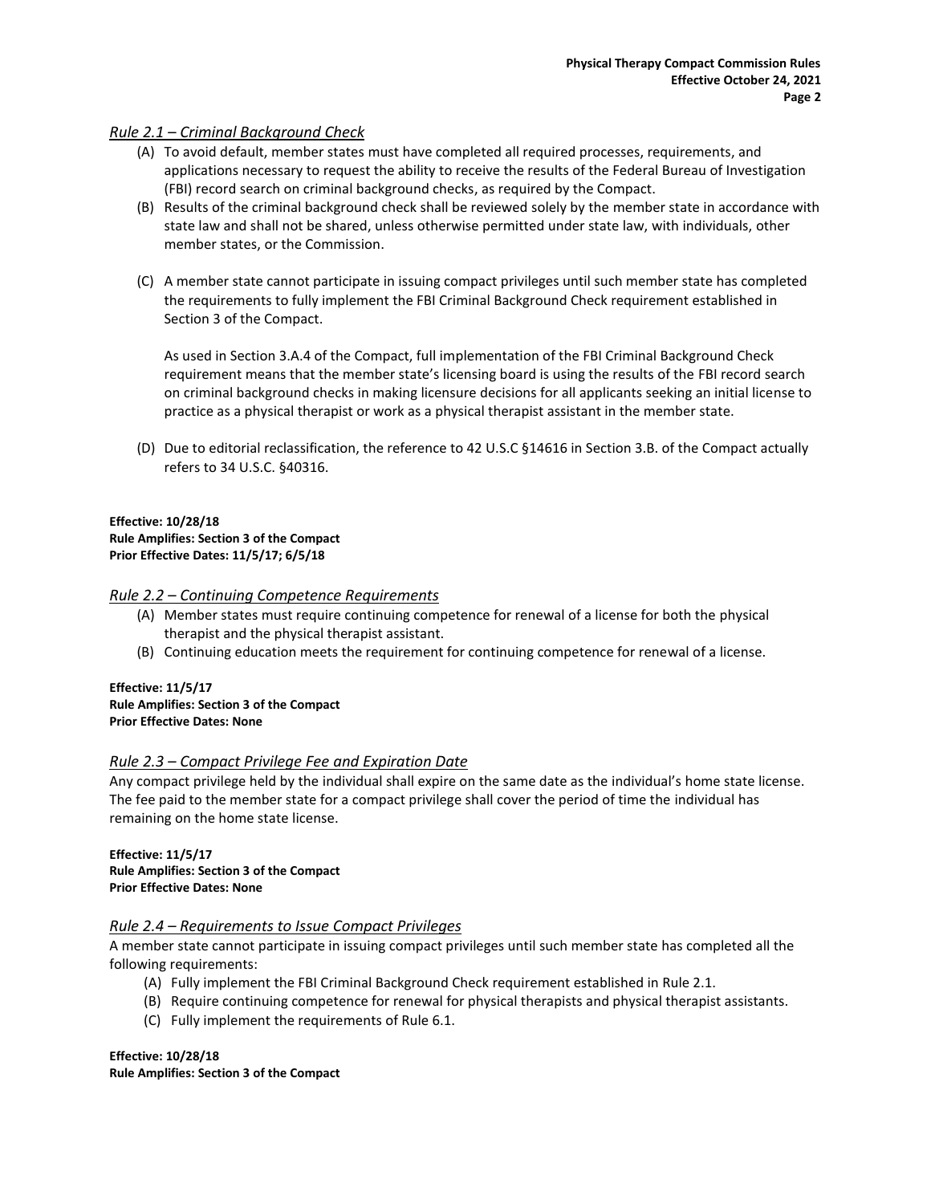### *Rule 2.1 – Criminal Background Check*

(A) To avoid default, member states must have completed all required processes, requirements, and applications necessary to request the ability to receive the results of the Federal Bureau of Investigation (FBI) record search on criminal background checks, as required by the Compact.

(B) Results of the criminal background check shall be reviewed solely by the member state in accordance with state law and shall not be shared, unless otherwise permitted under state law, with individuals, other member states, or the Commission.

(C) A member state cannot participate in issuing compact privileges until such member state has completed the requirements to fully implement the FBI Criminal Background Check requirement established in Section 3 of the Compact.

As used in Section 3.A.4 of the Compact, full implementation of the FBI Criminal Background Check requirement means that the member state's licensing board is using the results of the FBI record search on criminal background checks in making licensure decisions for all applicants seeking an initial license to practice as a physical therapist or work as a physical therapist assistant in the member state.

(D) Due to editorial reclassification, the reference to 42 U.S.C §14616 in Section 3.B. of the Compact actually refers to 34 U.S.C. §40316.

**Effective: 10/28/18**
**Rule Amplifies: Section 3 of the Compact**
**Prior Effective Dates: 11/5/17; 6/5/18**

### *Rule 2.2 – Continuing Competence Requirements*

(A) Member states must require continuing competence for renewal of a license for both the physical therapist and the physical therapist assistant.

(B) Continuing education meets the requirement for continuing competence for renewal of a license.

**Effective: 11/5/17**
**Rule Amplifies: Section 3 of the Compact**
**Prior Effective Dates: None**

### *Rule 2.3 – Compact Privilege Fee and Expiration Date*

Any compact privilege held by the individual shall expire on the same date as the individual's home state license. The fee paid to the member state for a compact privilege shall cover the period of time the individual has remaining on the home state license.

**Effective: 11/5/17**
**Rule Amplifies: Section 3 of the Compact**
**Prior Effective Dates: None**

### *Rule 2.4 – Requirements to Issue Compact Privileges*

A member state cannot participate in issuing compact privileges until such member state has completed all the following requirements:

(A) Fully implement the FBI Criminal Background Check requirement established in Rule 2.1.

(B) Require continuing competence for renewal for physical therapists and physical therapist assistants.

(C) Fully implement the requirements of Rule 6.1.

**Effective: 10/28/18**
**Rule Amplifies: Section 3 of the Compact**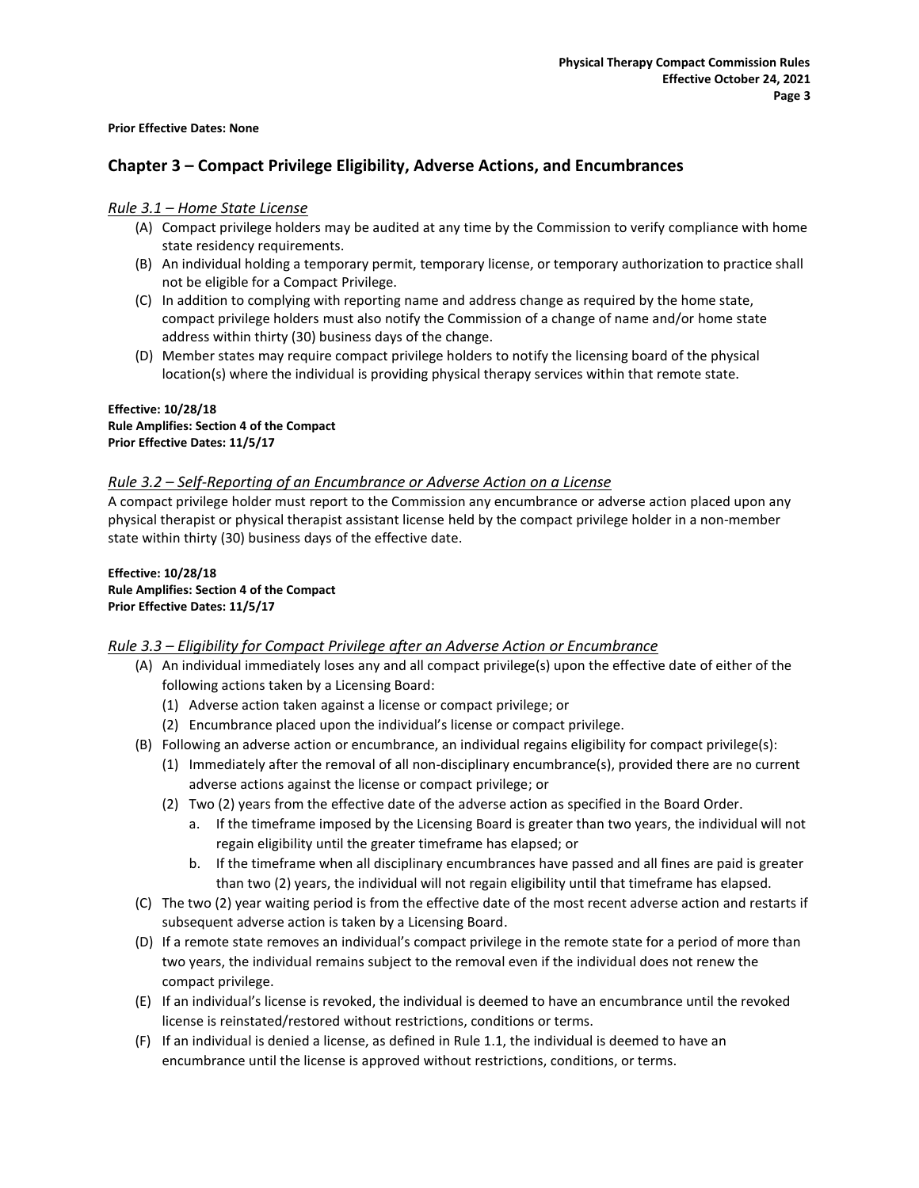**Prior Effective Dates: None**

## Chapter 3 – Compact Privilege Eligibility, Adverse Actions, and Encumbrances

### *Rule 3.1 – Home State License*

(A) Compact privilege holders may be audited at any time by the Commission to verify compliance with home state residency requirements.

(B) An individual holding a temporary permit, temporary license, or temporary authorization to practice shall not be eligible for a Compact Privilege.

(C) In addition to complying with reporting name and address change as required by the home state, compact privilege holders must also notify the Commission of a change of name and/or home state address within thirty (30) business days of the change.

(D) Member states may require compact privilege holders to notify the licensing board of the physical location(s) where the individual is providing physical therapy services within that remote state.

**Effective: 10/28/18**
**Rule Amplifies: Section 4 of the Compact**
**Prior Effective Dates: 11/5/17**

### *Rule 3.2 – Self-Reporting of an Encumbrance or Adverse Action on a License*

A compact privilege holder must report to the Commission any encumbrance or adverse action placed upon any physical therapist or physical therapist assistant license held by the compact privilege holder in a non-member state within thirty (30) business days of the effective date.

**Effective: 10/28/18**
**Rule Amplifies: Section 4 of the Compact**
**Prior Effective Dates: 11/5/17**

### *Rule 3.3 – Eligibility for Compact Privilege after an Adverse Action or Encumbrance*

(A) An individual immediately loses any and all compact privilege(s) upon the effective date of either of the following actions taken by a Licensing Board:

  (1) Adverse action taken against a license or compact privilege; or

  (2) Encumbrance placed upon the individual's license or compact privilege.

(B) Following an adverse action or encumbrance, an individual regains eligibility for compact privilege(s):

  (1) Immediately after the removal of all non-disciplinary encumbrance(s), provided there are no current adverse actions against the license or compact privilege; or

  (2) Two (2) years from the effective date of the adverse action as specified in the Board Order.

    a. If the timeframe imposed by the Licensing Board is greater than two years, the individual will not regain eligibility until the greater timeframe has elapsed; or

    b. If the timeframe when all disciplinary encumbrances have passed and all fines are paid is greater than two (2) years, the individual will not regain eligibility until that timeframe has elapsed.

(C) The two (2) year waiting period is from the effective date of the most recent adverse action and restarts if subsequent adverse action is taken by a Licensing Board.

(D) If a remote state removes an individual's compact privilege in the remote state for a period of more than two years, the individual remains subject to the removal even if the individual does not renew the compact privilege.

(E) If an individual's license is revoked, the individual is deemed to have an encumbrance until the revoked license is reinstated/restored without restrictions, conditions or terms.

(F) If an individual is denied a license, as defined in Rule 1.1, the individual is deemed to have an encumbrance until the license is approved without restrictions, conditions, or terms.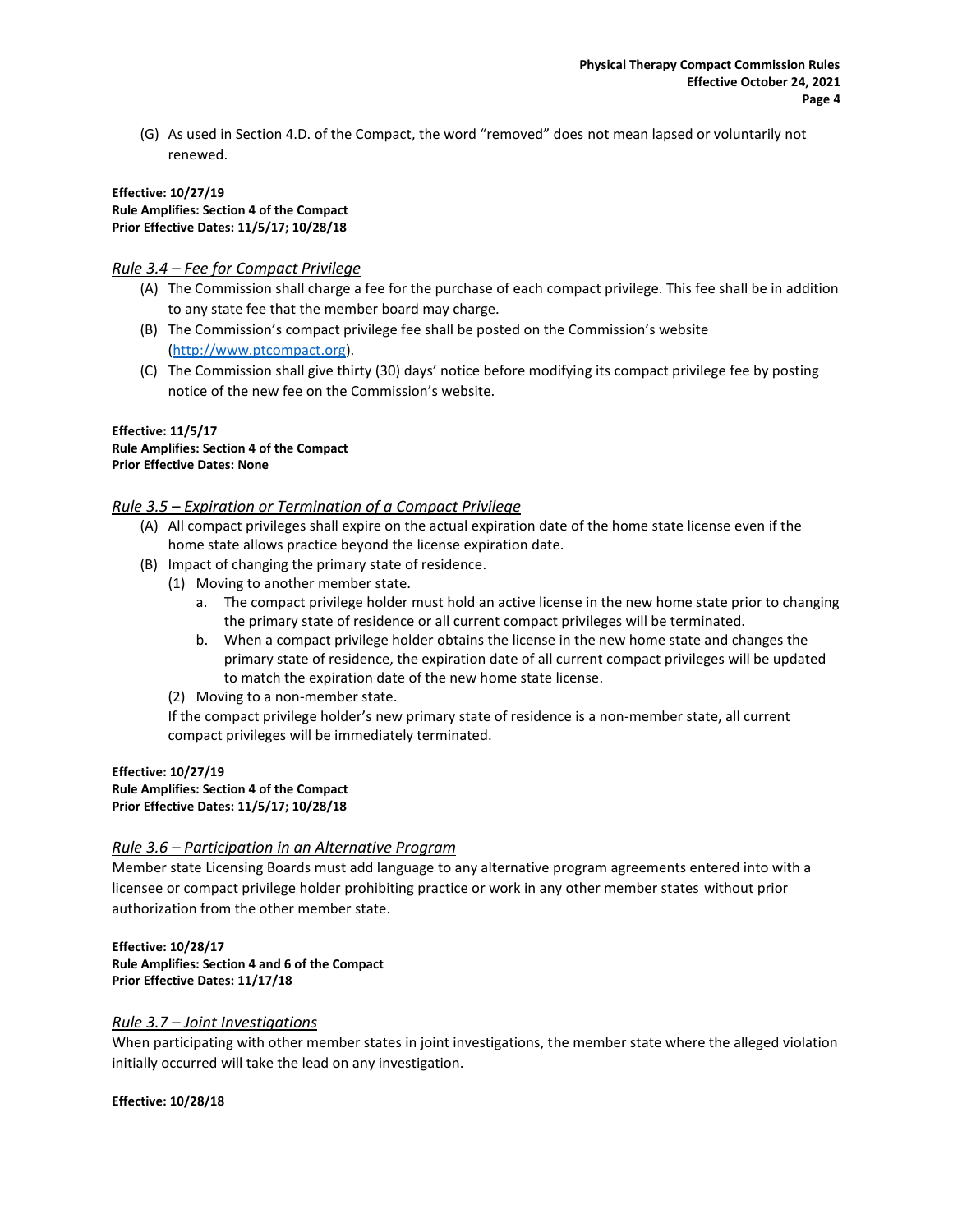(G) As used in Section 4.D. of the Compact, the word "removed" does not mean lapsed or voluntarily not renewed.

**Effective: 10/27/19**
**Rule Amplifies: Section 4 of the Compact**
**Prior Effective Dates: 11/5/17; 10/28/18**

### *Rule 3.4 – Fee for Compact Privilege*

(A) The Commission shall charge a fee for the purchase of each compact privilege. This fee shall be in addition to any state fee that the member board may charge.

(B) The Commission's compact privilege fee shall be posted on the Commission's website (http://www.ptcompact.org).

(C) The Commission shall give thirty (30) days' notice before modifying its compact privilege fee by posting notice of the new fee on the Commission's website.

**Effective: 11/5/17**
**Rule Amplifies: Section 4 of the Compact**
**Prior Effective Dates: None**

### *Rule 3.5 – Expiration or Termination of a Compact Privilege*

(A) All compact privileges shall expire on the actual expiration date of the home state license even if the home state allows practice beyond the license expiration date.

(B) Impact of changing the primary state of residence.

(1) Moving to another member state.

a. The compact privilege holder must hold an active license in the new home state prior to changing the primary state of residence or all current compact privileges will be terminated.

b. When a compact privilege holder obtains the license in the new home state and changes the primary state of residence, the expiration date of all current compact privileges will be updated to match the expiration date of the new home state license.

(2) Moving to a non-member state.

If the compact privilege holder's new primary state of residence is a non-member state, all current compact privileges will be immediately terminated.

**Effective: 10/27/19**
**Rule Amplifies: Section 4 of the Compact**
**Prior Effective Dates: 11/5/17; 10/28/18**

### *Rule 3.6 – Participation in an Alternative Program*

Member state Licensing Boards must add language to any alternative program agreements entered into with a licensee or compact privilege holder prohibiting practice or work in any other member states without prior authorization from the other member state.

**Effective: 10/28/17**
**Rule Amplifies: Section 4 and 6 of the Compact**
**Prior Effective Dates: 11/17/18**

### *Rule 3.7 – Joint Investigations*

When participating with other member states in joint investigations, the member state where the alleged violation initially occurred will take the lead on any investigation.

**Effective: 10/28/18**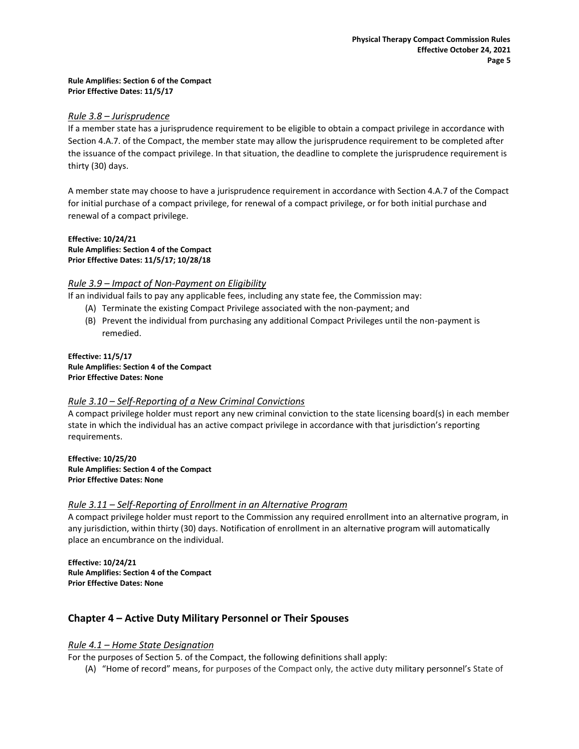**Rule Amplifies: Section 6 of the Compact**
**Prior Effective Dates: 11/5/17**

### *Rule 3.8 – Jurisprudence*

If a member state has a jurisprudence requirement to be eligible to obtain a compact privilege in accordance with Section 4.A.7. of the Compact, the member state may allow the jurisprudence requirement to be completed after the issuance of the compact privilege. In that situation, the deadline to complete the jurisprudence requirement is thirty (30) days.

A member state may choose to have a jurisprudence requirement in accordance with Section 4.A.7 of the Compact for initial purchase of a compact privilege, for renewal of a compact privilege, or for both initial purchase and renewal of a compact privilege.

**Effective: 10/24/21**
**Rule Amplifies: Section 4 of the Compact**
**Prior Effective Dates: 11/5/17; 10/28/18**

### *Rule 3.9 – Impact of Non-Payment on Eligibility*

If an individual fails to pay any applicable fees, including any state fee, the Commission may:

(A) Terminate the existing Compact Privilege associated with the non-payment; and
(B) Prevent the individual from purchasing any additional Compact Privileges until the non-payment is remedied.

**Effective: 11/5/17**
**Rule Amplifies: Section 4 of the Compact**
**Prior Effective Dates: None**

### *Rule 3.10 – Self-Reporting of a New Criminal Convictions*

A compact privilege holder must report any new criminal conviction to the state licensing board(s) in each member state in which the individual has an active compact privilege in accordance with that jurisdiction's reporting requirements.

**Effective: 10/25/20**
**Rule Amplifies: Section 4 of the Compact**
**Prior Effective Dates: None**

### *Rule 3.11 – Self-Reporting of Enrollment in an Alternative Program*

A compact privilege holder must report to the Commission any required enrollment into an alternative program, in any jurisdiction, within thirty (30) days. Notification of enrollment in an alternative program will automatically place an encumbrance on the individual.

**Effective: 10/24/21**
**Rule Amplifies: Section 4 of the Compact**
**Prior Effective Dates: None**

## Chapter 4 – Active Duty Military Personnel or Their Spouses

### *Rule 4.1 – Home State Designation*

For the purposes of Section 5. of the Compact, the following definitions shall apply:

(A) "Home of record" means, for purposes of the Compact only, the active duty military personnel's State of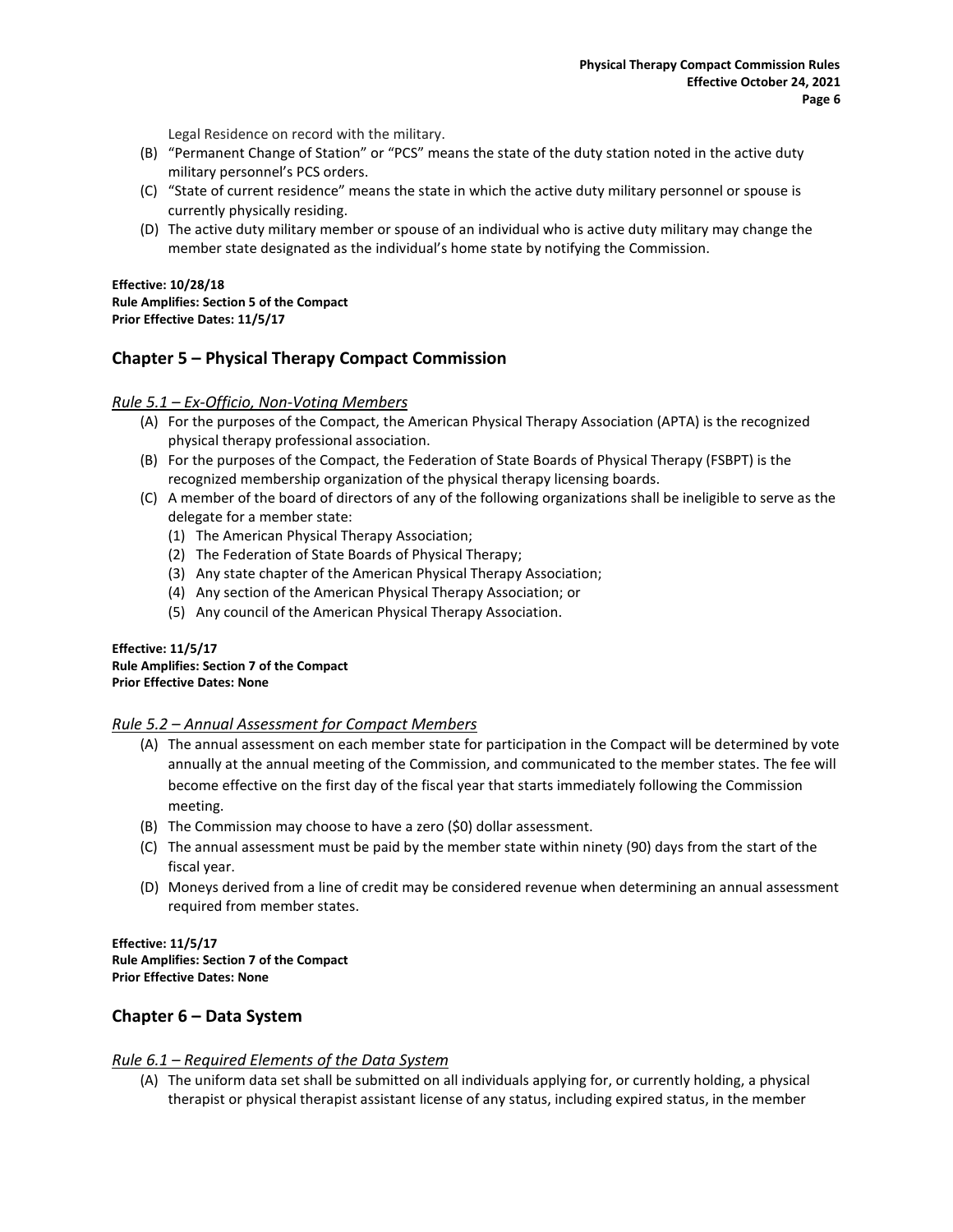Legal Residence on record with the military.

(B) “Permanent Change of Station” or “PCS” means the state of the duty station noted in the active duty military personnel’s PCS orders.

(C) “State of current residence” means the state in which the active duty military personnel or spouse is currently physically residing.

(D) The active duty military member or spouse of an individual who is active duty military may change the member state designated as the individual’s home state by notifying the Commission.

**Effective: 10/28/18**
**Rule Amplifies: Section 5 of the Compact**
**Prior Effective Dates: 11/5/17**

## Chapter 5 – Physical Therapy Compact Commission

### *Rule 5.1 – Ex-Officio, Non-Voting Members*

(A) For the purposes of the Compact, the American Physical Therapy Association (APTA) is the recognized physical therapy professional association.

(B) For the purposes of the Compact, the Federation of State Boards of Physical Therapy (FSBPT) is the recognized membership organization of the physical therapy licensing boards.

(C) A member of the board of directors of any of the following organizations shall be ineligible to serve as the delegate for a member state:

  (1) The American Physical Therapy Association;
  (2) The Federation of State Boards of Physical Therapy;
  (3) Any state chapter of the American Physical Therapy Association;
  (4) Any section of the American Physical Therapy Association; or
  (5) Any council of the American Physical Therapy Association.

**Effective: 11/5/17**
**Rule Amplifies: Section 7 of the Compact**
**Prior Effective Dates: None**

### *Rule 5.2 – Annual Assessment for Compact Members*

(A) The annual assessment on each member state for participation in the Compact will be determined by vote annually at the annual meeting of the Commission, and communicated to the member states. The fee will become effective on the first day of the fiscal year that starts immediately following the Commission meeting.

(B) The Commission may choose to have a zero ($0) dollar assessment.

(C) The annual assessment must be paid by the member state within ninety (90) days from the start of the fiscal year.

(D) Moneys derived from a line of credit may be considered revenue when determining an annual assessment required from member states.

**Effective: 11/5/17**
**Rule Amplifies: Section 7 of the Compact**
**Prior Effective Dates: None**

## Chapter 6 – Data System

### *Rule 6.1 – Required Elements of the Data System*

(A) The uniform data set shall be submitted on all individuals applying for, or currently holding, a physical therapist or physical therapist assistant license of any status, including expired status, in the member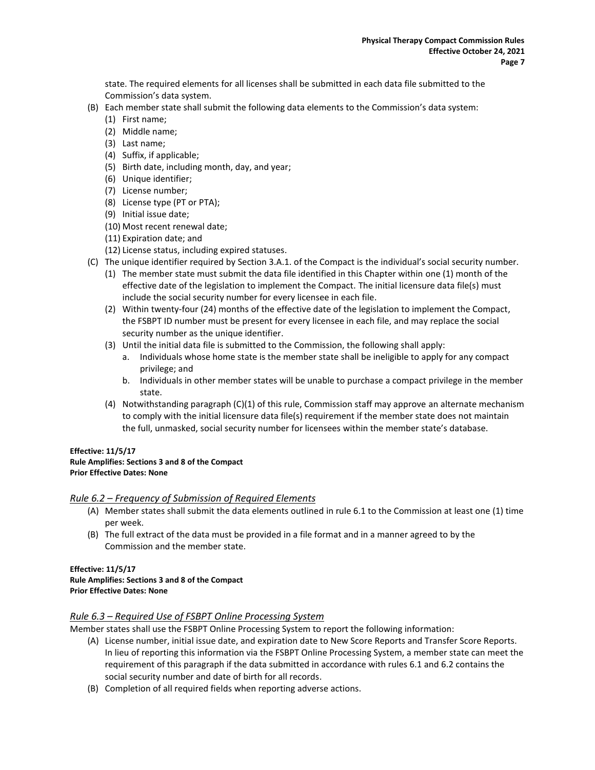state. The required elements for all licenses shall be submitted in each data file submitted to the Commission's data system.

(B) Each member state shall submit the following data elements to the Commission's data system:
   (1) First name;
   (2) Middle name;
   (3) Last name;
   (4) Suffix, if applicable;
   (5) Birth date, including month, day, and year;
   (6) Unique identifier;
   (7) License number;
   (8) License type (PT or PTA);
   (9) Initial issue date;
   (10) Most recent renewal date;
   (11) Expiration date; and
   (12) License status, including expired statuses.

(C) The unique identifier required by Section 3.A.1. of the Compact is the individual's social security number.
   (1) The member state must submit the data file identified in this Chapter within one (1) month of the effective date of the legislation to implement the Compact. The initial licensure data file(s) must include the social security number for every licensee in each file.
   (2) Within twenty-four (24) months of the effective date of the legislation to implement the Compact, the FSBPT ID number must be present for every licensee in each file, and may replace the social security number as the unique identifier.
   (3) Until the initial data file is submitted to the Commission, the following shall apply:
      a. Individuals whose home state is the member state shall be ineligible to apply for any compact privilege; and
      b. Individuals in other member states will be unable to purchase a compact privilege in the member state.
   (4) Notwithstanding paragraph (C)(1) of this rule, Commission staff may approve an alternate mechanism to comply with the initial licensure data file(s) requirement if the member state does not maintain the full, unmasked, social security number for licensees within the member state's database.

**Effective: 11/5/17**
**Rule Amplifies: Sections 3 and 8 of the Compact**
**Prior Effective Dates: None**

### *Rule 6.2 – Frequency of Submission of Required Elements*

(A) Member states shall submit the data elements outlined in rule 6.1 to the Commission at least one (1) time per week.

(B) The full extract of the data must be provided in a file format and in a manner agreed to by the Commission and the member state.

**Effective: 11/5/17**
**Rule Amplifies: Sections 3 and 8 of the Compact**
**Prior Effective Dates: None**

### *Rule 6.3 – Required Use of FSBPT Online Processing System*

Member states shall use the FSBPT Online Processing System to report the following information:

(A) License number, initial issue date, and expiration date to New Score Reports and Transfer Score Reports. In lieu of reporting this information via the FSBPT Online Processing System, a member state can meet the requirement of this paragraph if the data submitted in accordance with rules 6.1 and 6.2 contains the social security number and date of birth for all records.

(B) Completion of all required fields when reporting adverse actions.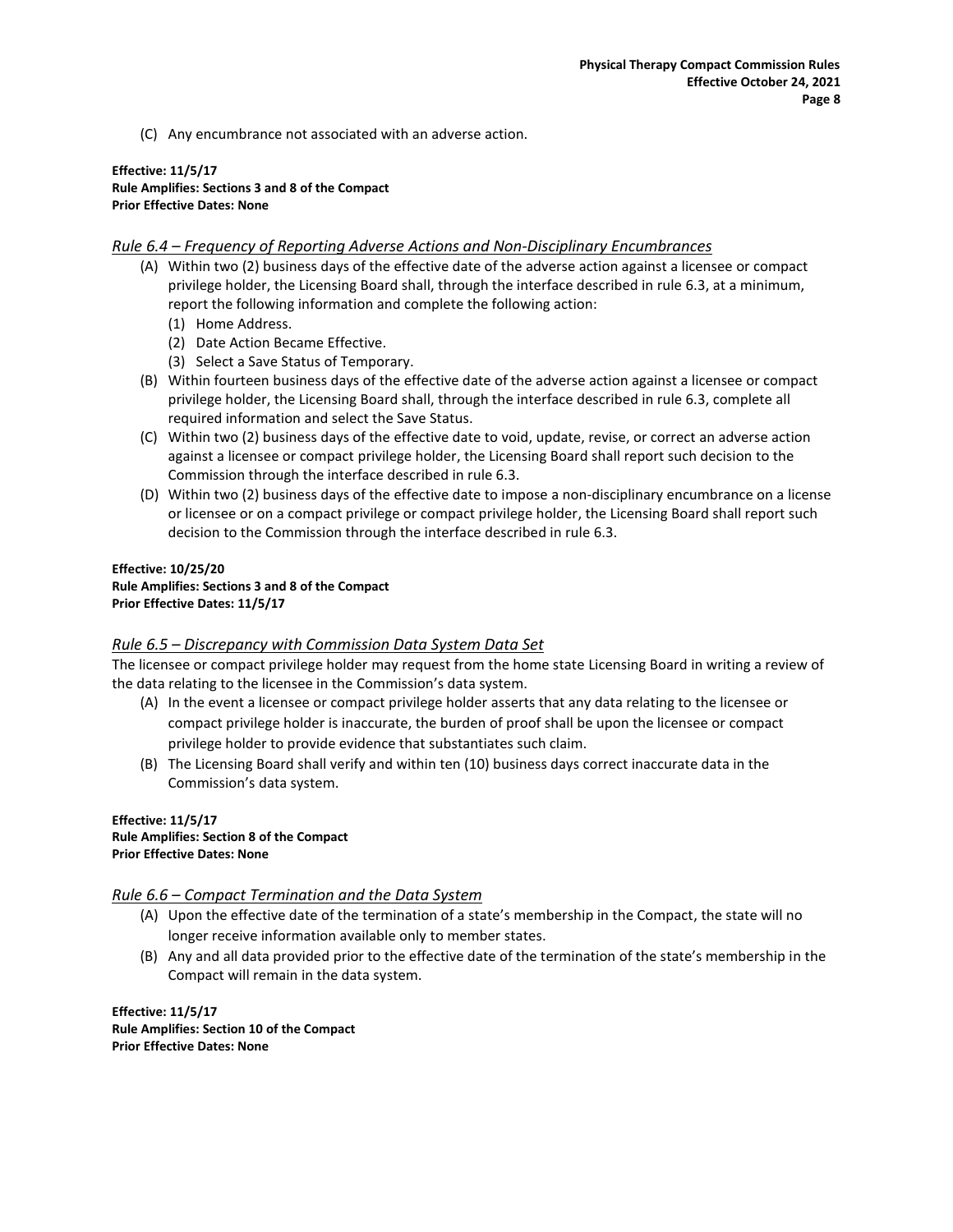(C) Any encumbrance not associated with an adverse action.

**Effective: 11/5/17**
**Rule Amplifies: Sections 3 and 8 of the Compact**
**Prior Effective Dates: None**

### *Rule 6.4 – Frequency of Reporting Adverse Actions and Non-Disciplinary Encumbrances*

(A) Within two (2) business days of the effective date of the adverse action against a licensee or compact privilege holder, the Licensing Board shall, through the interface described in rule 6.3, at a minimum, report the following information and complete the following action:
   (1) Home Address.
   (2) Date Action Became Effective.
   (3) Select a Save Status of Temporary.

(B) Within fourteen business days of the effective date of the adverse action against a licensee or compact privilege holder, the Licensing Board shall, through the interface described in rule 6.3, complete all required information and select the Save Status.

(C) Within two (2) business days of the effective date to void, update, revise, or correct an adverse action against a licensee or compact privilege holder, the Licensing Board shall report such decision to the Commission through the interface described in rule 6.3.

(D) Within two (2) business days of the effective date to impose a non-disciplinary encumbrance on a license or licensee or on a compact privilege or compact privilege holder, the Licensing Board shall report such decision to the Commission through the interface described in rule 6.3.

**Effective: 10/25/20**
**Rule Amplifies: Sections 3 and 8 of the Compact**
**Prior Effective Dates: 11/5/17**

### *Rule 6.5 – Discrepancy with Commission Data System Data Set*

The licensee or compact privilege holder may request from the home state Licensing Board in writing a review of the data relating to the licensee in the Commission's data system.

(A) In the event a licensee or compact privilege holder asserts that any data relating to the licensee or compact privilege holder is inaccurate, the burden of proof shall be upon the licensee or compact privilege holder to provide evidence that substantiates such claim.

(B) The Licensing Board shall verify and within ten (10) business days correct inaccurate data in the Commission's data system.

**Effective: 11/5/17**
**Rule Amplifies: Section 8 of the Compact**
**Prior Effective Dates: None**

### *Rule 6.6 – Compact Termination and the Data System*

(A) Upon the effective date of the termination of a state's membership in the Compact, the state will no longer receive information available only to member states.

(B) Any and all data provided prior to the effective date of the termination of the state's membership in the Compact will remain in the data system.

**Effective: 11/5/17**
**Rule Amplifies: Section 10 of the Compact**
**Prior Effective Dates: None**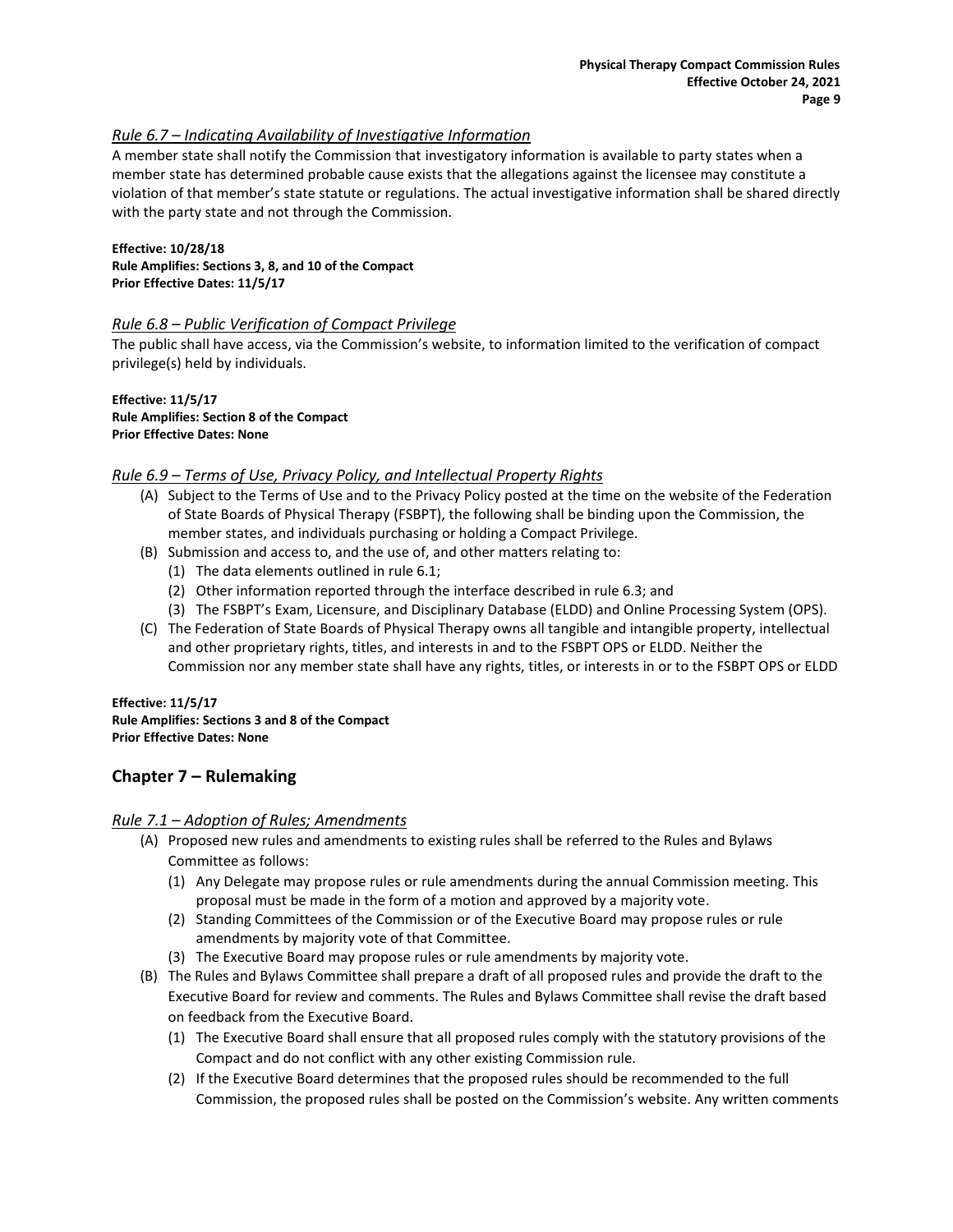### *Rule 6.7 – Indicating Availability of Investigative Information*

A member state shall notify the Commission that investigatory information is available to party states when a member state has determined probable cause exists that the allegations against the licensee may constitute a violation of that member's state statute or regulations. The actual investigative information shall be shared directly with the party state and not through the Commission.

**Effective: 10/28/18**
**Rule Amplifies: Sections 3, 8, and 10 of the Compact**
**Prior Effective Dates: 11/5/17**

### *Rule 6.8 – Public Verification of Compact Privilege*

The public shall have access, via the Commission's website, to information limited to the verification of compact privilege(s) held by individuals.

**Effective: 11/5/17**
**Rule Amplifies: Section 8 of the Compact**
**Prior Effective Dates: None**

### *Rule 6.9 – Terms of Use, Privacy Policy, and Intellectual Property Rights*

(A) Subject to the Terms of Use and to the Privacy Policy posted at the time on the website of the Federation of State Boards of Physical Therapy (FSBPT), the following shall be binding upon the Commission, the member states, and individuals purchasing or holding a Compact Privilege.

(B) Submission and access to, and the use of, and other matters relating to:

   (1) The data elements outlined in rule 6.1;

   (2) Other information reported through the interface described in rule 6.3; and

   (3) The FSBPT's Exam, Licensure, and Disciplinary Database (ELDD) and Online Processing System (OPS).

(C) The Federation of State Boards of Physical Therapy owns all tangible and intangible property, intellectual and other proprietary rights, titles, and interests in and to the FSBPT OPS or ELDD. Neither the Commission nor any member state shall have any rights, titles, or interests in or to the FSBPT OPS or ELDD

**Effective: 11/5/17**
**Rule Amplifies: Sections 3 and 8 of the Compact**
**Prior Effective Dates: None**

## Chapter 7 – Rulemaking

### *Rule 7.1 – Adoption of Rules; Amendments*

(A) Proposed new rules and amendments to existing rules shall be referred to the Rules and Bylaws Committee as follows:

   (1) Any Delegate may propose rules or rule amendments during the annual Commission meeting. This proposal must be made in the form of a motion and approved by a majority vote.

   (2) Standing Committees of the Commission or of the Executive Board may propose rules or rule amendments by majority vote of that Committee.

   (3) The Executive Board may propose rules or rule amendments by majority vote.

(B) The Rules and Bylaws Committee shall prepare a draft of all proposed rules and provide the draft to the Executive Board for review and comments. The Rules and Bylaws Committee shall revise the draft based on feedback from the Executive Board.

   (1) The Executive Board shall ensure that all proposed rules comply with the statutory provisions of the Compact and do not conflict with any other existing Commission rule.

   (2) If the Executive Board determines that the proposed rules should be recommended to the full Commission, the proposed rules shall be posted on the Commission's website. Any written comments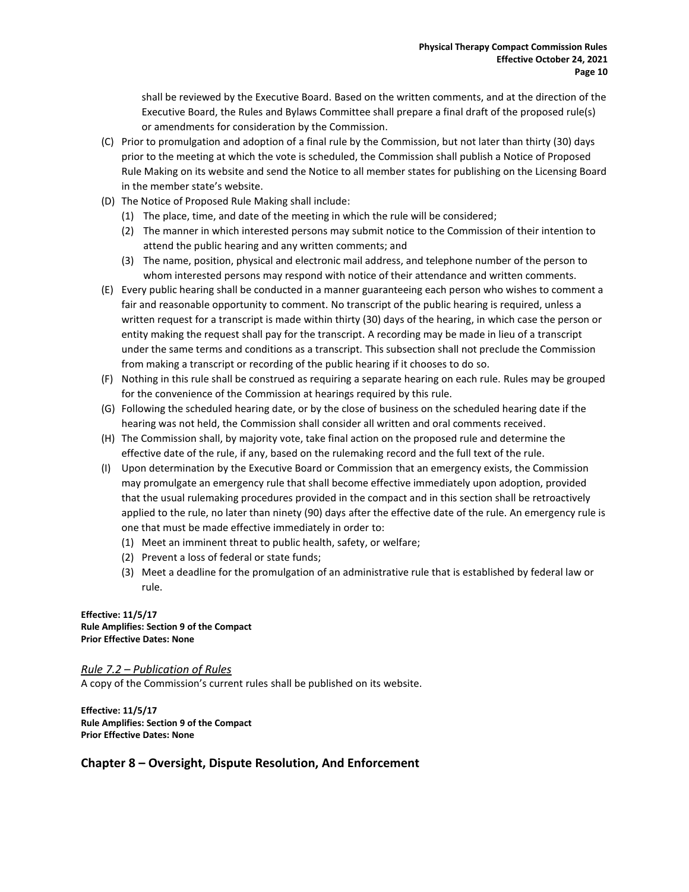shall be reviewed by the Executive Board. Based on the written comments, and at the direction of the Executive Board, the Rules and Bylaws Committee shall prepare a final draft of the proposed rule(s) or amendments for consideration by the Commission.

(C) Prior to promulgation and adoption of a final rule by the Commission, but not later than thirty (30) days prior to the meeting at which the vote is scheduled, the Commission shall publish a Notice of Proposed Rule Making on its website and send the Notice to all member states for publishing on the Licensing Board in the member state's website.

(D) The Notice of Proposed Rule Making shall include:
   (1) The place, time, and date of the meeting in which the rule will be considered;
   (2) The manner in which interested persons may submit notice to the Commission of their intention to attend the public hearing and any written comments; and
   (3) The name, position, physical and electronic mail address, and telephone number of the person to whom interested persons may respond with notice of their attendance and written comments.

(E) Every public hearing shall be conducted in a manner guaranteeing each person who wishes to comment a fair and reasonable opportunity to comment. No transcript of the public hearing is required, unless a written request for a transcript is made within thirty (30) days of the hearing, in which case the person or entity making the request shall pay for the transcript. A recording may be made in lieu of a transcript under the same terms and conditions as a transcript. This subsection shall not preclude the Commission from making a transcript or recording of the public hearing if it chooses to do so.

(F) Nothing in this rule shall be construed as requiring a separate hearing on each rule. Rules may be grouped for the convenience of the Commission at hearings required by this rule.

(G) Following the scheduled hearing date, or by the close of business on the scheduled hearing date if the hearing was not held, the Commission shall consider all written and oral comments received.

(H) The Commission shall, by majority vote, take final action on the proposed rule and determine the effective date of the rule, if any, based on the rulemaking record and the full text of the rule.

(I) Upon determination by the Executive Board or Commission that an emergency exists, the Commission may promulgate an emergency rule that shall become effective immediately upon adoption, provided that the usual rulemaking procedures provided in the compact and in this section shall be retroactively applied to the rule, no later than ninety (90) days after the effective date of the rule. An emergency rule is one that must be made effective immediately in order to:
   (1) Meet an imminent threat to public health, safety, or welfare;
   (2) Prevent a loss of federal or state funds;
   (3) Meet a deadline for the promulgation of an administrative rule that is established by federal law or rule.

**Effective: 11/5/17**
**Rule Amplifies: Section 9 of the Compact**
**Prior Effective Dates: None**

### *Rule 7.2 – Publication of Rules*

A copy of the Commission's current rules shall be published on its website.

**Effective: 11/5/17**
**Rule Amplifies: Section 9 of the Compact**
**Prior Effective Dates: None**

## Chapter 8 – Oversight, Dispute Resolution, And Enforcement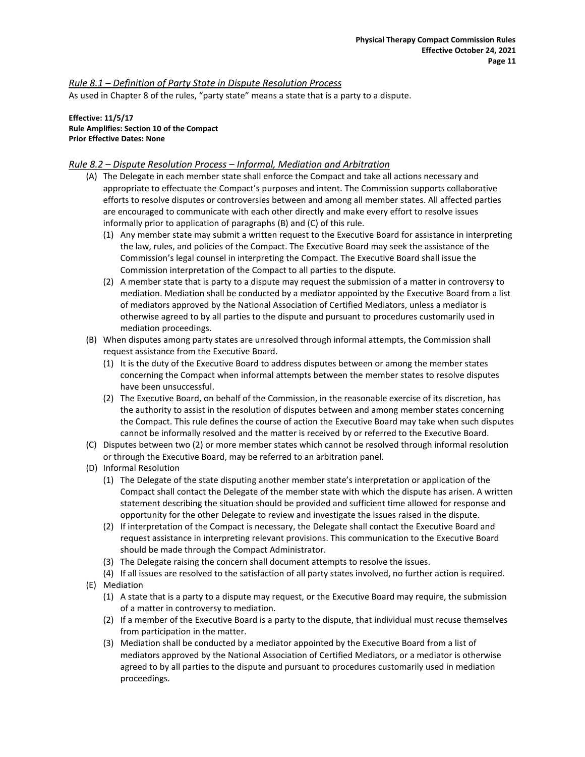## *Rule 8.1 – Definition of Party State in Dispute Resolution Process*

As used in Chapter 8 of the rules, "party state" means a state that is a party to a dispute.

**Effective: 11/5/17**
**Rule Amplifies: Section 10 of the Compact**
**Prior Effective Dates: None**

## *Rule 8.2 – Dispute Resolution Process – Informal, Mediation and Arbitration*

(A) The Delegate in each member state shall enforce the Compact and take all actions necessary and appropriate to effectuate the Compact's purposes and intent. The Commission supports collaborative efforts to resolve disputes or controversies between and among all member states. All affected parties are encouraged to communicate with each other directly and make every effort to resolve issues informally prior to application of paragraphs (B) and (C) of this rule.

   (1) Any member state may submit a written request to the Executive Board for assistance in interpreting the law, rules, and policies of the Compact. The Executive Board may seek the assistance of the Commission's legal counsel in interpreting the Compact. The Executive Board shall issue the Commission interpretation of the Compact to all parties to the dispute.

   (2) A member state that is party to a dispute may request the submission of a matter in controversy to mediation. Mediation shall be conducted by a mediator appointed by the Executive Board from a list of mediators approved by the National Association of Certified Mediators, unless a mediator is otherwise agreed to by all parties to the dispute and pursuant to procedures customarily used in mediation proceedings.

(B) When disputes among party states are unresolved through informal attempts, the Commission shall request assistance from the Executive Board.

   (1) It is the duty of the Executive Board to address disputes between or among the member states concerning the Compact when informal attempts between the member states to resolve disputes have been unsuccessful.

   (2) The Executive Board, on behalf of the Commission, in the reasonable exercise of its discretion, has the authority to assist in the resolution of disputes between and among member states concerning the Compact. This rule defines the course of action the Executive Board may take when such disputes cannot be informally resolved and the matter is received by or referred to the Executive Board.

(C) Disputes between two (2) or more member states which cannot be resolved through informal resolution or through the Executive Board, may be referred to an arbitration panel.

(D) Informal Resolution

   (1) The Delegate of the state disputing another member state's interpretation or application of the Compact shall contact the Delegate of the member state with which the dispute has arisen. A written statement describing the situation should be provided and sufficient time allowed for response and opportunity for the other Delegate to review and investigate the issues raised in the dispute.

   (2) If interpretation of the Compact is necessary, the Delegate shall contact the Executive Board and request assistance in interpreting relevant provisions. This communication to the Executive Board should be made through the Compact Administrator.

   (3) The Delegate raising the concern shall document attempts to resolve the issues.

   (4) If all issues are resolved to the satisfaction of all party states involved, no further action is required.

(E) Mediation

   (1) A state that is a party to a dispute may request, or the Executive Board may require, the submission of a matter in controversy to mediation.

   (2) If a member of the Executive Board is a party to the dispute, that individual must recuse themselves from participation in the matter.

   (3) Mediation shall be conducted by a mediator appointed by the Executive Board from a list of mediators approved by the National Association of Certified Mediators, or a mediator is otherwise agreed to by all parties to the dispute and pursuant to procedures customarily used in mediation proceedings.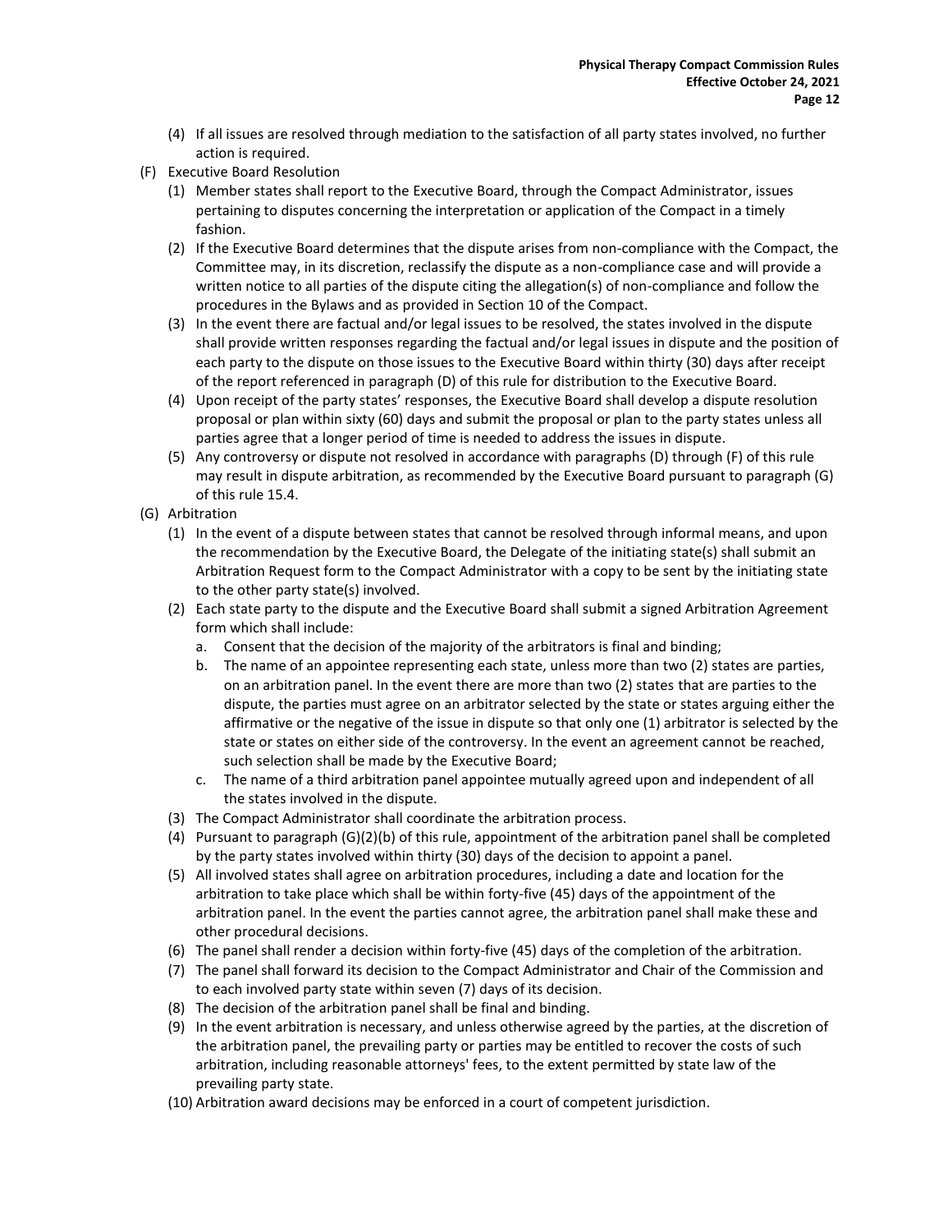(4) If all issues are resolved through mediation to the satisfaction of all party states involved, no further action is required.

(F) Executive Board Resolution

(1) Member states shall report to the Executive Board, through the Compact Administrator, issues pertaining to disputes concerning the interpretation or application of the Compact in a timely fashion.

(2) If the Executive Board determines that the dispute arises from non-compliance with the Compact, the Committee may, in its discretion, reclassify the dispute as a non-compliance case and will provide a written notice to all parties of the dispute citing the allegation(s) of non-compliance and follow the procedures in the Bylaws and as provided in Section 10 of the Compact.

(3) In the event there are factual and/or legal issues to be resolved, the states involved in the dispute shall provide written responses regarding the factual and/or legal issues in dispute and the position of each party to the dispute on those issues to the Executive Board within thirty (30) days after receipt of the report referenced in paragraph (D) of this rule for distribution to the Executive Board.

(4) Upon receipt of the party states' responses, the Executive Board shall develop a dispute resolution proposal or plan within sixty (60) days and submit the proposal or plan to the party states unless all parties agree that a longer period of time is needed to address the issues in dispute.

(5) Any controversy or dispute not resolved in accordance with paragraphs (D) through (F) of this rule may result in dispute arbitration, as recommended by the Executive Board pursuant to paragraph (G) of this rule 15.4.

(G) Arbitration

(1) In the event of a dispute between states that cannot be resolved through informal means, and upon the recommendation by the Executive Board, the Delegate of the initiating state(s) shall submit an Arbitration Request form to the Compact Administrator with a copy to be sent by the initiating state to the other party state(s) involved.

(2) Each state party to the dispute and the Executive Board shall submit a signed Arbitration Agreement form which shall include:

a. Consent that the decision of the majority of the arbitrators is final and binding;

b. The name of an appointee representing each state, unless more than two (2) states are parties, on an arbitration panel. In the event there are more than two (2) states that are parties to the dispute, the parties must agree on an arbitrator selected by the state or states arguing either the affirmative or the negative of the issue in dispute so that only one (1) arbitrator is selected by the state or states on either side of the controversy. In the event an agreement cannot be reached, such selection shall be made by the Executive Board;

c. The name of a third arbitration panel appointee mutually agreed upon and independent of all the states involved in the dispute.

(3) The Compact Administrator shall coordinate the arbitration process.

(4) Pursuant to paragraph (G)(2)(b) of this rule, appointment of the arbitration panel shall be completed by the party states involved within thirty (30) days of the decision to appoint a panel.

(5) All involved states shall agree on arbitration procedures, including a date and location for the arbitration to take place which shall be within forty-five (45) days of the appointment of the arbitration panel. In the event the parties cannot agree, the arbitration panel shall make these and other procedural decisions.

(6) The panel shall render a decision within forty-five (45) days of the completion of the arbitration.

(7) The panel shall forward its decision to the Compact Administrator and Chair of the Commission and to each involved party state within seven (7) days of its decision.

(8) The decision of the arbitration panel shall be final and binding.

(9) In the event arbitration is necessary, and unless otherwise agreed by the parties, at the discretion of the arbitration panel, the prevailing party or parties may be entitled to recover the costs of such arbitration, including reasonable attorneys' fees, to the extent permitted by state law of the prevailing party state.

(10) Arbitration award decisions may be enforced in a court of competent jurisdiction.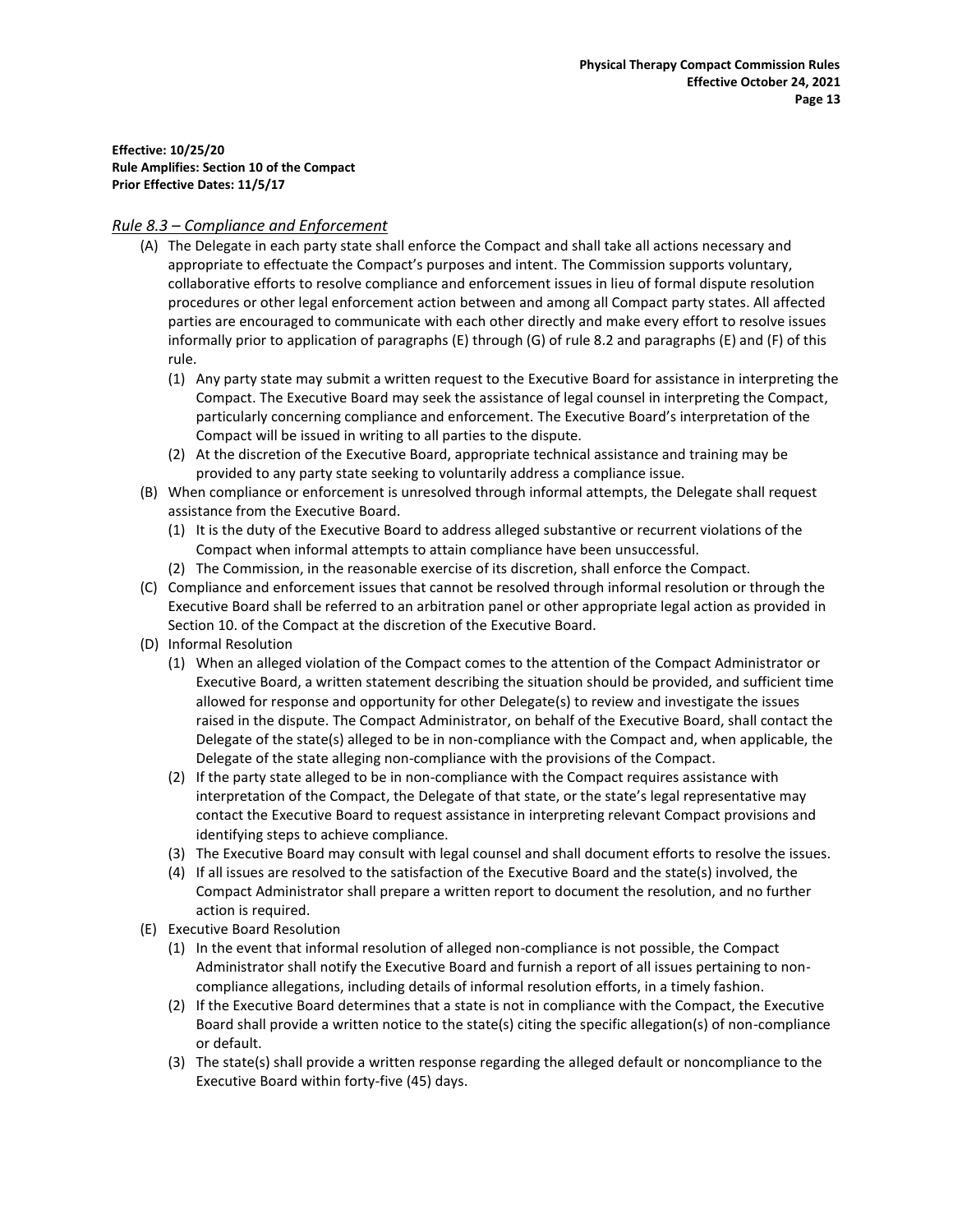**Effective: 10/25/20**
**Rule Amplifies: Section 10 of the Compact**
**Prior Effective Dates: 11/5/17**

## *Rule 8.3 – Compliance and Enforcement*

(A) The Delegate in each party state shall enforce the Compact and shall take all actions necessary and appropriate to effectuate the Compact's purposes and intent. The Commission supports voluntary, collaborative efforts to resolve compliance and enforcement issues in lieu of formal dispute resolution procedures or other legal enforcement action between and among all Compact party states. All affected parties are encouraged to communicate with each other directly and make every effort to resolve issues informally prior to application of paragraphs (E) through (G) of rule 8.2 and paragraphs (E) and (F) of this rule.

  (1) Any party state may submit a written request to the Executive Board for assistance in interpreting the Compact. The Executive Board may seek the assistance of legal counsel in interpreting the Compact, particularly concerning compliance and enforcement. The Executive Board's interpretation of the Compact will be issued in writing to all parties to the dispute.

  (2) At the discretion of the Executive Board, appropriate technical assistance and training may be provided to any party state seeking to voluntarily address a compliance issue.

(B) When compliance or enforcement is unresolved through informal attempts, the Delegate shall request assistance from the Executive Board.

  (1) It is the duty of the Executive Board to address alleged substantive or recurrent violations of the Compact when informal attempts to attain compliance have been unsuccessful.

  (2) The Commission, in the reasonable exercise of its discretion, shall enforce the Compact.

(C) Compliance and enforcement issues that cannot be resolved through informal resolution or through the Executive Board shall be referred to an arbitration panel or other appropriate legal action as provided in Section 10. of the Compact at the discretion of the Executive Board.

(D) Informal Resolution

  (1) When an alleged violation of the Compact comes to the attention of the Compact Administrator or Executive Board, a written statement describing the situation should be provided, and sufficient time allowed for response and opportunity for other Delegate(s) to review and investigate the issues raised in the dispute. The Compact Administrator, on behalf of the Executive Board, shall contact the Delegate of the state(s) alleged to be in non-compliance with the Compact and, when applicable, the Delegate of the state alleging non-compliance with the provisions of the Compact.

  (2) If the party state alleged to be in non-compliance with the Compact requires assistance with interpretation of the Compact, the Delegate of that state, or the state's legal representative may contact the Executive Board to request assistance in interpreting relevant Compact provisions and identifying steps to achieve compliance.

  (3) The Executive Board may consult with legal counsel and shall document efforts to resolve the issues.

  (4) If all issues are resolved to the satisfaction of the Executive Board and the state(s) involved, the Compact Administrator shall prepare a written report to document the resolution, and no further action is required.

(E) Executive Board Resolution

  (1) In the event that informal resolution of alleged non-compliance is not possible, the Compact Administrator shall notify the Executive Board and furnish a report of all issues pertaining to non-compliance allegations, including details of informal resolution efforts, in a timely fashion.

  (2) If the Executive Board determines that a state is not in compliance with the Compact, the Executive Board shall provide a written notice to the state(s) citing the specific allegation(s) of non-compliance or default.

  (3) The state(s) shall provide a written response regarding the alleged default or noncompliance to the Executive Board within forty-five (45) days.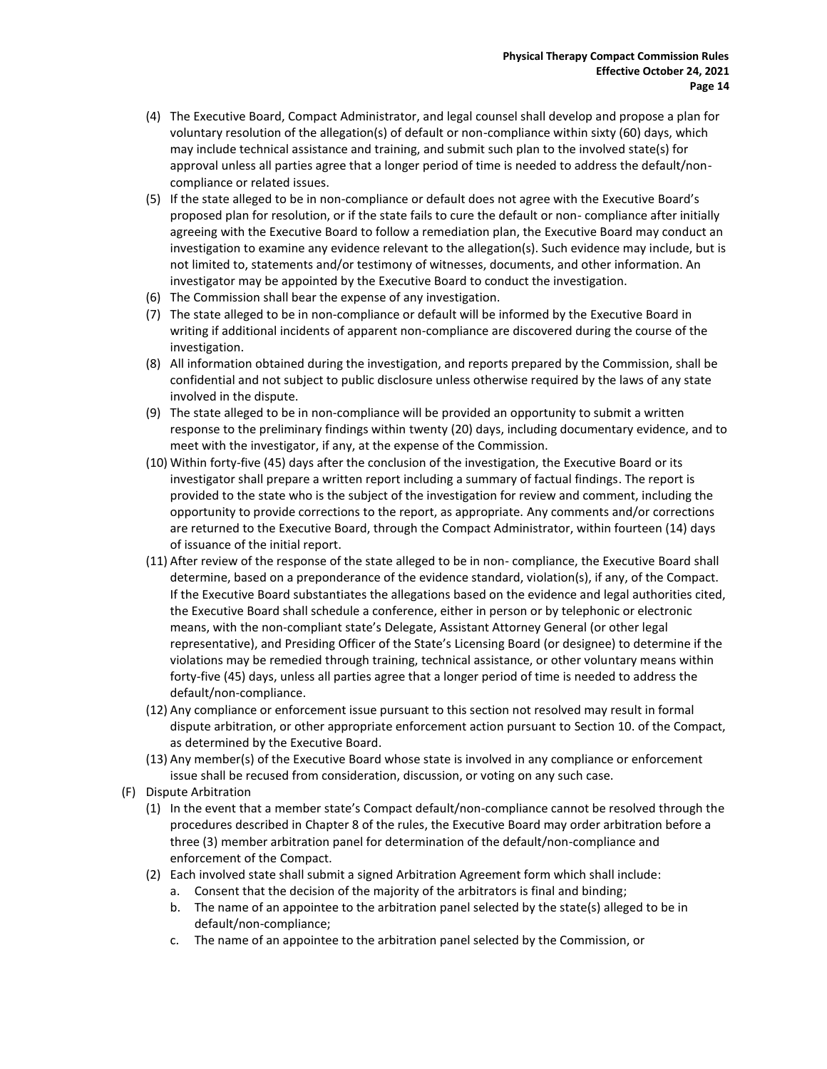(4) The Executive Board, Compact Administrator, and legal counsel shall develop and propose a plan for voluntary resolution of the allegation(s) of default or non-compliance within sixty (60) days, which may include technical assistance and training, and submit such plan to the involved state(s) for approval unless all parties agree that a longer period of time is needed to address the default/non-compliance or related issues.

(5) If the state alleged to be in non-compliance or default does not agree with the Executive Board's proposed plan for resolution, or if the state fails to cure the default or non- compliance after initially agreeing with the Executive Board to follow a remediation plan, the Executive Board may conduct an investigation to examine any evidence relevant to the allegation(s). Such evidence may include, but is not limited to, statements and/or testimony of witnesses, documents, and other information. An investigator may be appointed by the Executive Board to conduct the investigation.

(6) The Commission shall bear the expense of any investigation.

(7) The state alleged to be in non-compliance or default will be informed by the Executive Board in writing if additional incidents of apparent non-compliance are discovered during the course of the investigation.

(8) All information obtained during the investigation, and reports prepared by the Commission, shall be confidential and not subject to public disclosure unless otherwise required by the laws of any state involved in the dispute.

(9) The state alleged to be in non-compliance will be provided an opportunity to submit a written response to the preliminary findings within twenty (20) days, including documentary evidence, and to meet with the investigator, if any, at the expense of the Commission.

(10) Within forty-five (45) days after the conclusion of the investigation, the Executive Board or its investigator shall prepare a written report including a summary of factual findings. The report is provided to the state who is the subject of the investigation for review and comment, including the opportunity to provide corrections to the report, as appropriate. Any comments and/or corrections are returned to the Executive Board, through the Compact Administrator, within fourteen (14) days of issuance of the initial report.

(11) After review of the response of the state alleged to be in non- compliance, the Executive Board shall determine, based on a preponderance of the evidence standard, violation(s), if any, of the Compact. If the Executive Board substantiates the allegations based on the evidence and legal authorities cited, the Executive Board shall schedule a conference, either in person or by telephonic or electronic means, with the non-compliant state's Delegate, Assistant Attorney General (or other legal representative), and Presiding Officer of the State's Licensing Board (or designee) to determine if the violations may be remedied through training, technical assistance, or other voluntary means within forty-five (45) days, unless all parties agree that a longer period of time is needed to address the default/non-compliance.

(12) Any compliance or enforcement issue pursuant to this section not resolved may result in formal dispute arbitration, or other appropriate enforcement action pursuant to Section 10. of the Compact, as determined by the Executive Board.

(13) Any member(s) of the Executive Board whose state is involved in any compliance or enforcement issue shall be recused from consideration, discussion, or voting on any such case.

(F) Dispute Arbitration

(1) In the event that a member state's Compact default/non-compliance cannot be resolved through the procedures described in Chapter 8 of the rules, the Executive Board may order arbitration before a three (3) member arbitration panel for determination of the default/non-compliance and enforcement of the Compact.

(2) Each involved state shall submit a signed Arbitration Agreement form which shall include:

a. Consent that the decision of the majority of the arbitrators is final and binding;

b. The name of an appointee to the arbitration panel selected by the state(s) alleged to be in default/non-compliance;

c. The name of an appointee to the arbitration panel selected by the Commission, or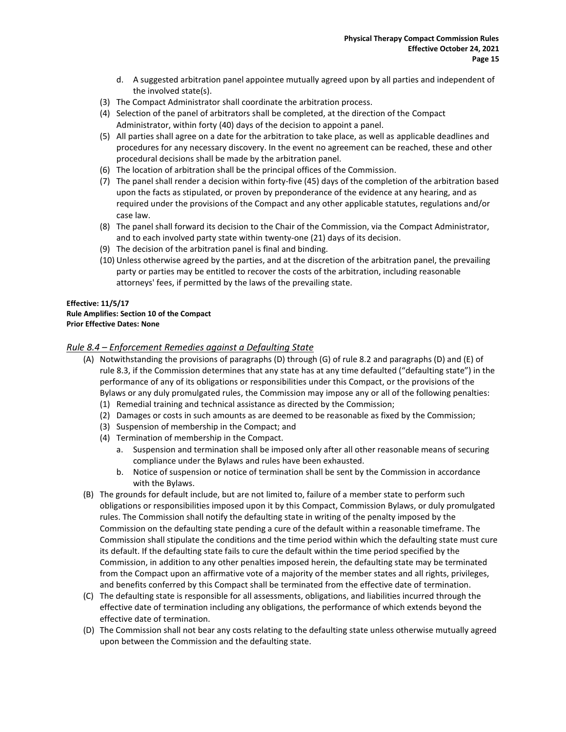d. A suggested arbitration panel appointee mutually agreed upon by all parties and independent of the involved state(s).

(3) The Compact Administrator shall coordinate the arbitration process.

(4) Selection of the panel of arbitrators shall be completed, at the direction of the Compact Administrator, within forty (40) days of the decision to appoint a panel.

(5) All parties shall agree on a date for the arbitration to take place, as well as applicable deadlines and procedures for any necessary discovery. In the event no agreement can be reached, these and other procedural decisions shall be made by the arbitration panel.

(6) The location of arbitration shall be the principal offices of the Commission.

(7) The panel shall render a decision within forty-five (45) days of the completion of the arbitration based upon the facts as stipulated, or proven by preponderance of the evidence at any hearing, and as required under the provisions of the Compact and any other applicable statutes, regulations and/or case law.

(8) The panel shall forward its decision to the Chair of the Commission, via the Compact Administrator, and to each involved party state within twenty-one (21) days of its decision.

(9) The decision of the arbitration panel is final and binding.

(10) Unless otherwise agreed by the parties, and at the discretion of the arbitration panel, the prevailing party or parties may be entitled to recover the costs of the arbitration, including reasonable attorneys' fees, if permitted by the laws of the prevailing state.

**Effective: 11/5/17**
**Rule Amplifies: Section 10 of the Compact**
**Prior Effective Dates: None**

### *Rule 8.4 – Enforcement Remedies against a Defaulting State*

(A) Notwithstanding the provisions of paragraphs (D) through (G) of rule 8.2 and paragraphs (D) and (E) of rule 8.3, if the Commission determines that any state has at any time defaulted ("defaulting state") in the performance of any of its obligations or responsibilities under this Compact, or the provisions of the Bylaws or any duly promulgated rules, the Commission may impose any or all of the following penalties:

(1) Remedial training and technical assistance as directed by the Commission;

(2) Damages or costs in such amounts as are deemed to be reasonable as fixed by the Commission;

(3) Suspension of membership in the Compact; and

(4) Termination of membership in the Compact.

a. Suspension and termination shall be imposed only after all other reasonable means of securing compliance under the Bylaws and rules have been exhausted.

b. Notice of suspension or notice of termination shall be sent by the Commission in accordance with the Bylaws.

(B) The grounds for default include, but are not limited to, failure of a member state to perform such obligations or responsibilities imposed upon it by this Compact, Commission Bylaws, or duly promulgated rules. The Commission shall notify the defaulting state in writing of the penalty imposed by the Commission on the defaulting state pending a cure of the default within a reasonable timeframe. The Commission shall stipulate the conditions and the time period within which the defaulting state must cure its default. If the defaulting state fails to cure the default within the time period specified by the Commission, in addition to any other penalties imposed herein, the defaulting state may be terminated from the Compact upon an affirmative vote of a majority of the member states and all rights, privileges, and benefits conferred by this Compact shall be terminated from the effective date of termination.

(C) The defaulting state is responsible for all assessments, obligations, and liabilities incurred through the effective date of termination including any obligations, the performance of which extends beyond the effective date of termination.

(D) The Commission shall not bear any costs relating to the defaulting state unless otherwise mutually agreed upon between the Commission and the defaulting state.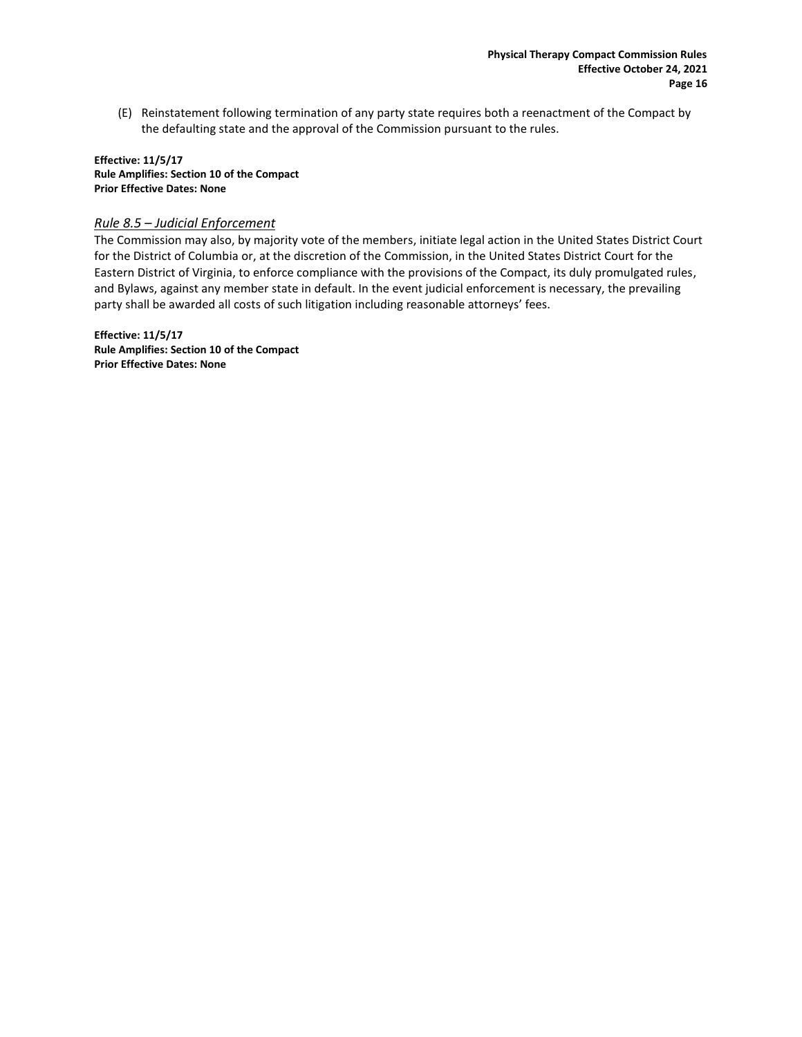(E) Reinstatement following termination of any party state requires both a reenactment of the Compact by the defaulting state and the approval of the Commission pursuant to the rules.

**Effective: 11/5/17**
**Rule Amplifies: Section 10 of the Compact**
**Prior Effective Dates: None**

### *Rule 8.5 – Judicial Enforcement*

The Commission may also, by majority vote of the members, initiate legal action in the United States District Court for the District of Columbia or, at the discretion of the Commission, in the United States District Court for the Eastern District of Virginia, to enforce compliance with the provisions of the Compact, its duly promulgated rules, and Bylaws, against any member state in default. In the event judicial enforcement is necessary, the prevailing party shall be awarded all costs of such litigation including reasonable attorneys' fees.

**Effective: 11/5/17**
**Rule Amplifies: Section 10 of the Compact**
**Prior Effective Dates: None**